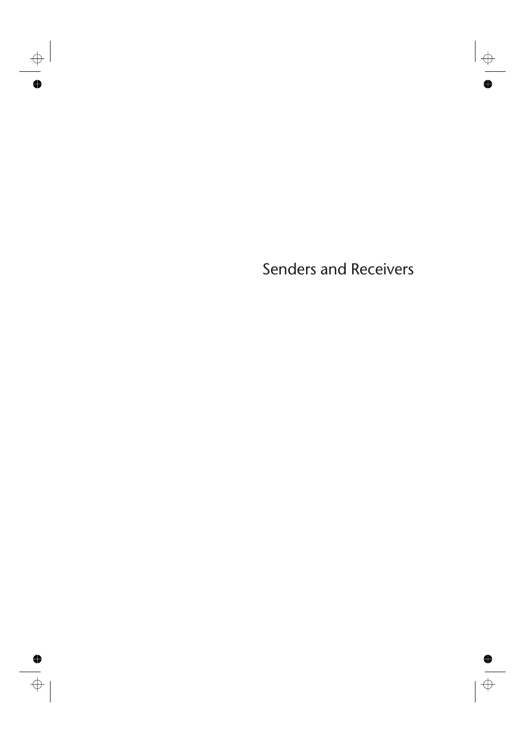# Senders and Receivers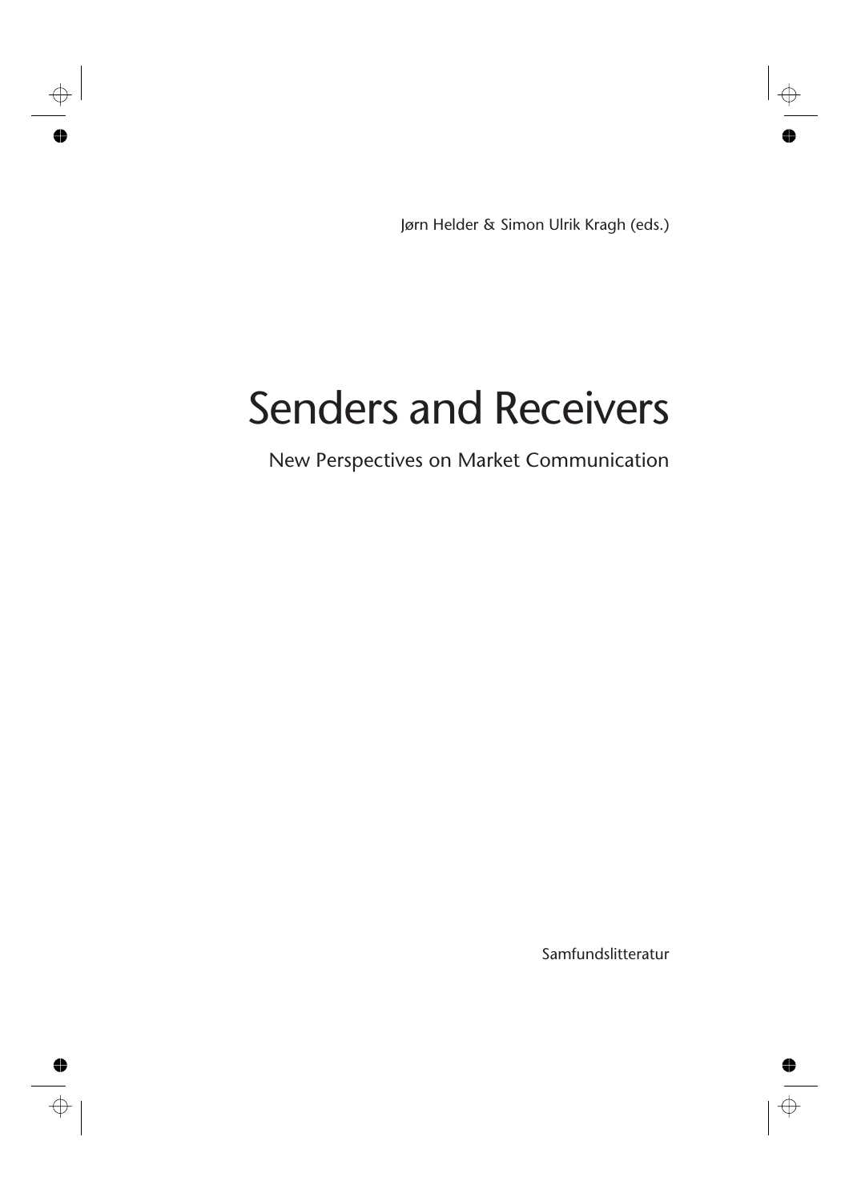Jørn Helder & Simon Ulrik Kragh (eds.)

# Senders and Receivers

## New Perspectives on Market Communication

Samfundslitteratur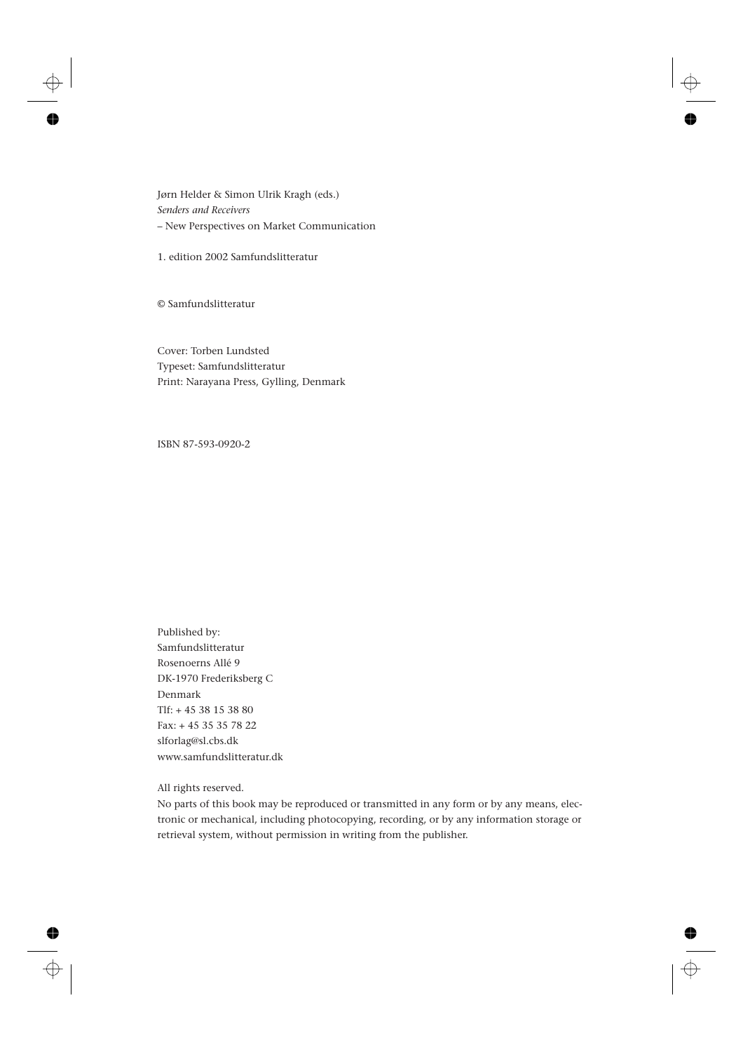Jørn Helder & Simon Ulrik Kragh (eds.)
*Senders and Receivers*
– New Perspectives on Market Communication

1. edition 2002 Samfundslitteratur

© Samfundslitteratur

Cover: Torben Lundsted
Typeset: Samfundslitteratur
Print: Narayana Press, Gylling, Denmark

ISBN 87-593-0920-2

Published by:
Samfundslitteratur
Rosenoerns Allé 9
DK-1970 Frederiksberg C
Denmark
Tlf: + 45 38 15 38 80
Fax: + 45 35 35 78 22
slforlag@sl.cbs.dk
www.samfundslitteratur.dk

All rights reserved.
No parts of this book may be reproduced or transmitted in any form or by any means, electronic or mechanical, including photocopying, recording, or by any information storage or retrieval system, without permission in writing from the publisher.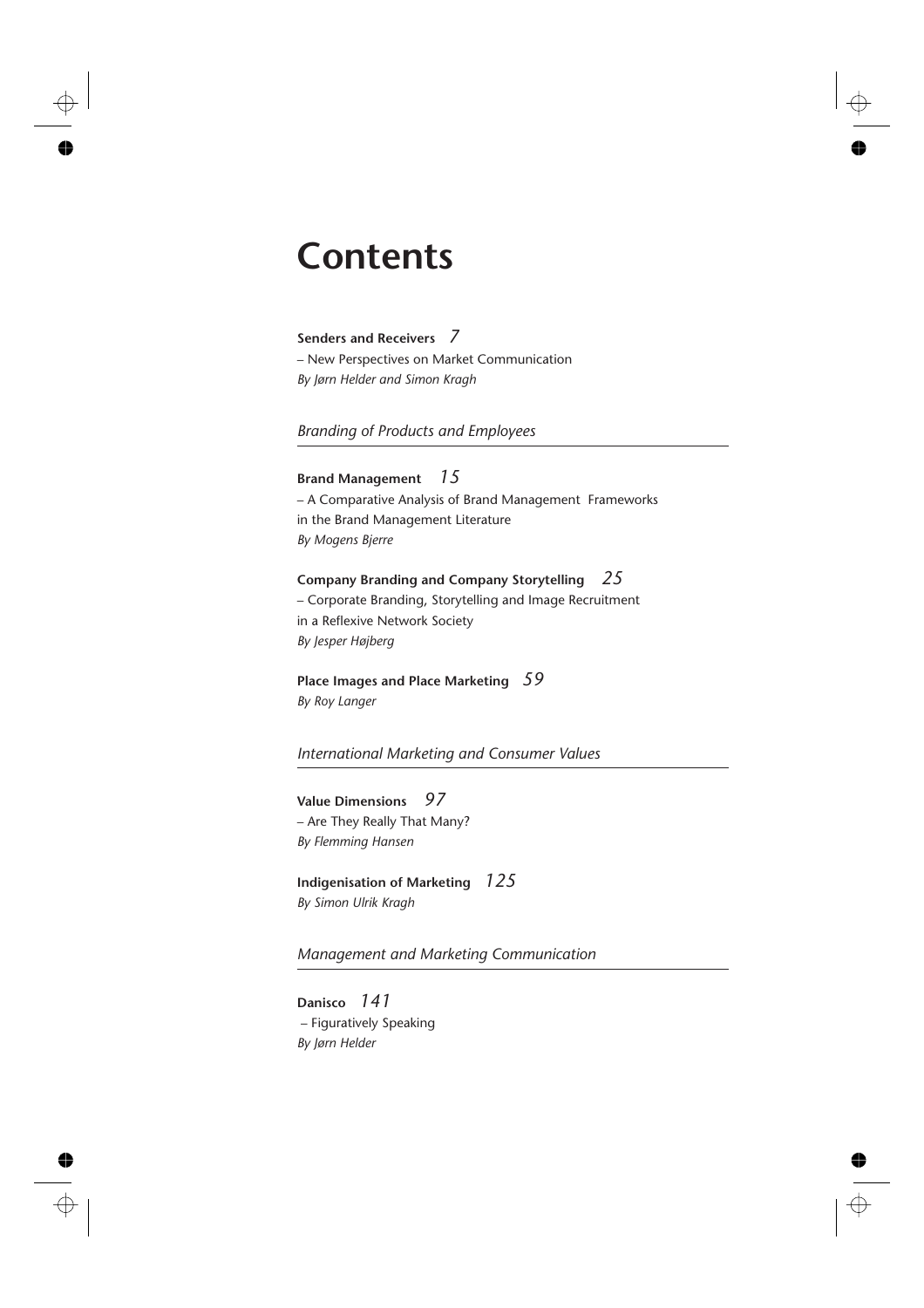# Contents

**Senders and Receivers** *7*
– New Perspectives on Market Communication
*By Jørn Helder and Simon Kragh*

## *Branding of Products and Employees*

**Brand Management** *15*
– A Comparative Analysis of Brand Management Frameworks in the Brand Management Literature
*By Mogens Bjerre*

**Company Branding and Company Storytelling** *25*
– Corporate Branding, Storytelling and Image Recruitment in a Reflexive Network Society
*By Jesper Højberg*

**Place Images and Place Marketing** *59*
*By Roy Langer*

## *International Marketing and Consumer Values*

**Value Dimensions** *97*
– Are They Really That Many?
*By Flemming Hansen*

**Indigenisation of Marketing** *125*
*By Simon Ulrik Kragh*

## *Management and Marketing Communication*

**Danisco** *141*
– Figuratively Speaking
*By Jørn Helder*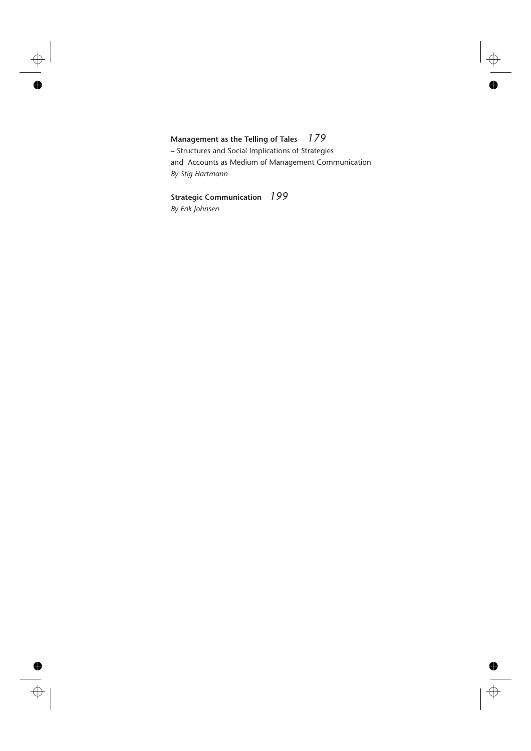**Management as the Telling of Tales** *179*
– Structures and Social Implications of Strategies
and Accounts as Medium of Management Communication
*By Stig Hartmann*

**Strategic Communication** *199*
*By Erik Johnsen*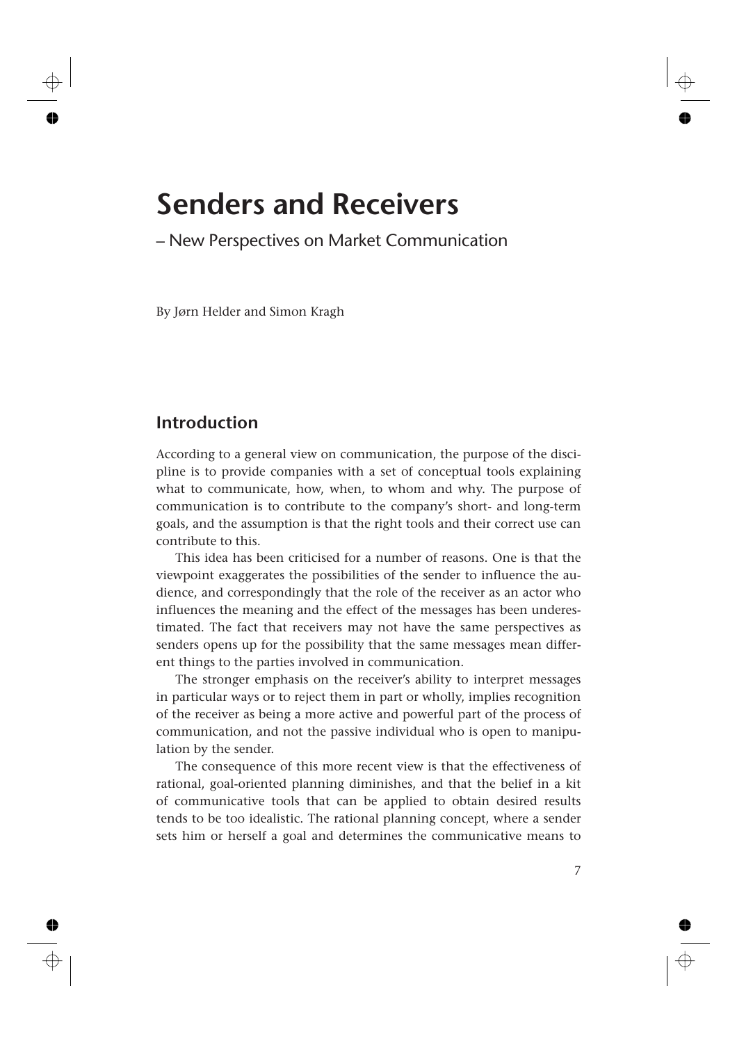# Senders and Receivers

– New Perspectives on Market Communication

By Jørn Helder and Simon Kragh

## Introduction

According to a general view on communication, the purpose of the discipline is to provide companies with a set of conceptual tools explaining what to communicate, how, when, to whom and why. The purpose of communication is to contribute to the company's short- and long-term goals, and the assumption is that the right tools and their correct use can contribute to this.

This idea has been criticised for a number of reasons. One is that the viewpoint exaggerates the possibilities of the sender to influence the audience, and correspondingly that the role of the receiver as an actor who influences the meaning and the effect of the messages has been underestimated. The fact that receivers may not have the same perspectives as senders opens up for the possibility that the same messages mean different things to the parties involved in communication.

The stronger emphasis on the receiver's ability to interpret messages in particular ways or to reject them in part or wholly, implies recognition of the receiver as being a more active and powerful part of the process of communication, and not the passive individual who is open to manipulation by the sender.

The consequence of this more recent view is that the effectiveness of rational, goal-oriented planning diminishes, and that the belief in a kit of communicative tools that can be applied to obtain desired results tends to be too idealistic. The rational planning concept, where a sender sets him or herself a goal and determines the communicative means to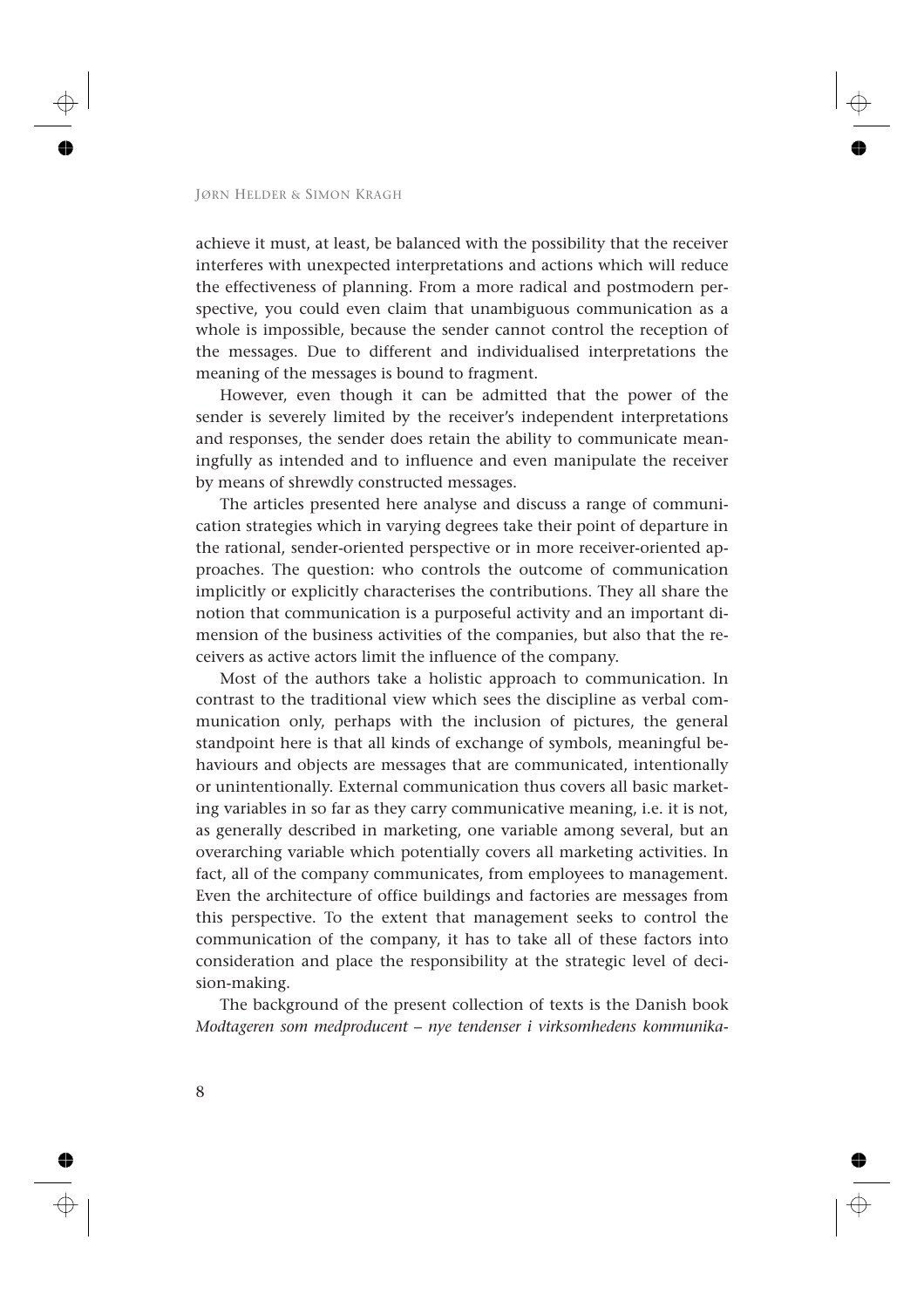achieve it must, at least, be balanced with the possibility that the receiver interferes with unexpected interpretations and actions which will reduce the effectiveness of planning. From a more radical and postmodern perspective, you could even claim that unambiguous communication as a whole is impossible, because the sender cannot control the reception of the messages. Due to different and individualised interpretations the meaning of the messages is bound to fragment.

However, even though it can be admitted that the power of the sender is severely limited by the receiver's independent interpretations and responses, the sender does retain the ability to communicate meaningfully as intended and to influence and even manipulate the receiver by means of shrewdly constructed messages.

The articles presented here analyse and discuss a range of communication strategies which in varying degrees take their point of departure in the rational, sender-oriented perspective or in more receiver-oriented approaches. The question: who controls the outcome of communication implicitly or explicitly characterises the contributions. They all share the notion that communication is a purposeful activity and an important dimension of the business activities of the companies, but also that the receivers as active actors limit the influence of the company.

Most of the authors take a holistic approach to communication. In contrast to the traditional view which sees the discipline as verbal communication only, perhaps with the inclusion of pictures, the general standpoint here is that all kinds of exchange of symbols, meaningful behaviours and objects are messages that are communicated, intentionally or unintentionally. External communication thus covers all basic marketing variables in so far as they carry communicative meaning, i.e. it is not, as generally described in marketing, one variable among several, but an overarching variable which potentially covers all marketing activities. In fact, all of the company communicates, from employees to management. Even the architecture of office buildings and factories are messages from this perspective. To the extent that management seeks to control the communication of the company, it has to take all of these factors into consideration and place the responsibility at the strategic level of decision-making.

The background of the present collection of texts is the Danish book *Modtageren som medproducent – nye tendenser i virksomhedens kommunika-*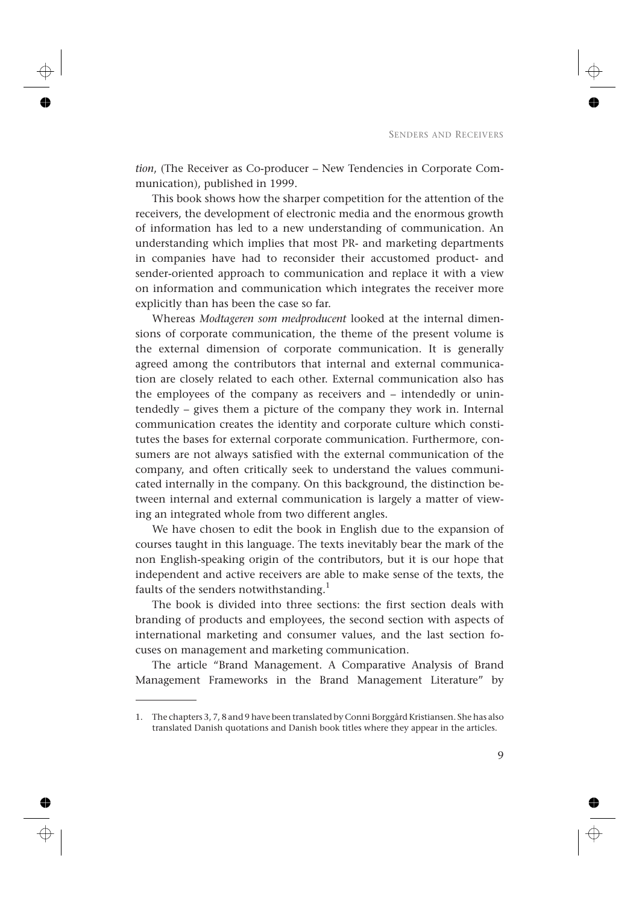*tion*, (The Receiver as Co-producer – New Tendencies in Corporate Communication), published in 1999.

This book shows how the sharper competition for the attention of the receivers, the development of electronic media and the enormous growth of information has led to a new understanding of communication. An understanding which implies that most PR- and marketing departments in companies have had to reconsider their accustomed product- and sender-oriented approach to communication and replace it with a view on information and communication which integrates the receiver more explicitly than has been the case so far.

Whereas *Modtageren som medproducent* looked at the internal dimensions of corporate communication, the theme of the present volume is the external dimension of corporate communication. It is generally agreed among the contributors that internal and external communication are closely related to each other. External communication also has the employees of the company as receivers and – intendedly or unintendedly – gives them a picture of the company they work in. Internal communication creates the identity and corporate culture which constitutes the bases for external corporate communication. Furthermore, consumers are not always satisfied with the external communication of the company, and often critically seek to understand the values communicated internally in the company. On this background, the distinction between internal and external communication is largely a matter of viewing an integrated whole from two different angles.

We have chosen to edit the book in English due to the expansion of courses taught in this language. The texts inevitably bear the mark of the non English-speaking origin of the contributors, but it is our hope that independent and active receivers are able to make sense of the texts, the faults of the senders notwithstanding.[1]

The book is divided into three sections: the first section deals with branding of products and employees, the second section with aspects of international marketing and consumer values, and the last section focuses on management and marketing communication.

The article "Brand Management. A Comparative Analysis of Brand Management Frameworks in the Brand Management Literature" by

---

1. The chapters 3, 7, 8 and 9 have been translated by Conni Borggård Kristiansen. She has also translated Danish quotations and Danish book titles where they appear in the articles.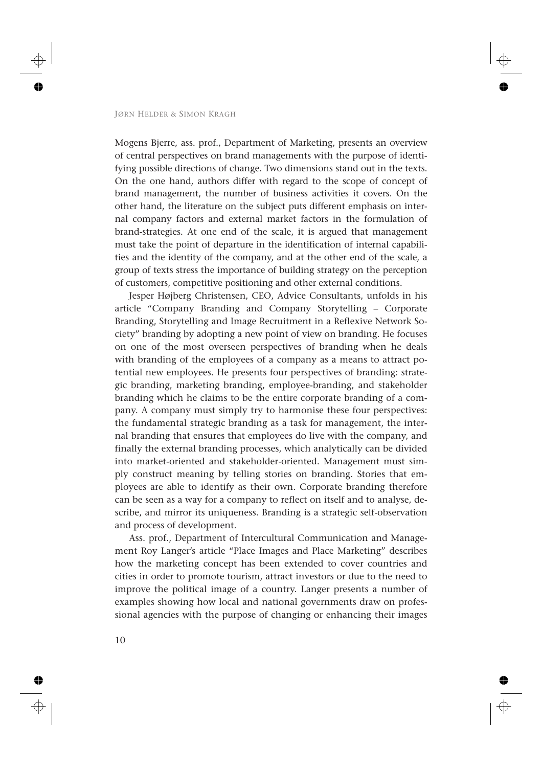Mogens Bjerre, ass. prof., Department of Marketing, presents an overview of central perspectives on brand managements with the purpose of identifying possible directions of change. Two dimensions stand out in the texts. On the one hand, authors differ with regard to the scope of concept of brand management, the number of business activities it covers. On the other hand, the literature on the subject puts different emphasis on internal company factors and external market factors in the formulation of brand-strategies. At one end of the scale, it is argued that management must take the point of departure in the identification of internal capabilities and the identity of the company, and at the other end of the scale, a group of texts stress the importance of building strategy on the perception of customers, competitive positioning and other external conditions.

Jesper Højberg Christensen, CEO, Advice Consultants, unfolds in his article "Company Branding and Company Storytelling – Corporate Branding, Storytelling and Image Recruitment in a Reflexive Network Society" branding by adopting a new point of view on branding. He focuses on one of the most overseen perspectives of branding when he deals with branding of the employees of a company as a means to attract potential new employees. He presents four perspectives of branding: strategic branding, marketing branding, employee-branding, and stakeholder branding which he claims to be the entire corporate branding of a company. A company must simply try to harmonise these four perspectives: the fundamental strategic branding as a task for management, the internal branding that ensures that employees do live with the company, and finally the external branding processes, which analytically can be divided into market-oriented and stakeholder-oriented. Management must simply construct meaning by telling stories on branding. Stories that employees are able to identify as their own. Corporate branding therefore can be seen as a way for a company to reflect on itself and to analyse, describe, and mirror its uniqueness. Branding is a strategic self-observation and process of development.

Ass. prof., Department of Intercultural Communication and Management Roy Langer's article "Place Images and Place Marketing" describes how the marketing concept has been extended to cover countries and cities in order to promote tourism, attract investors or due to the need to improve the political image of a country. Langer presents a number of examples showing how local and national governments draw on professional agencies with the purpose of changing or enhancing their images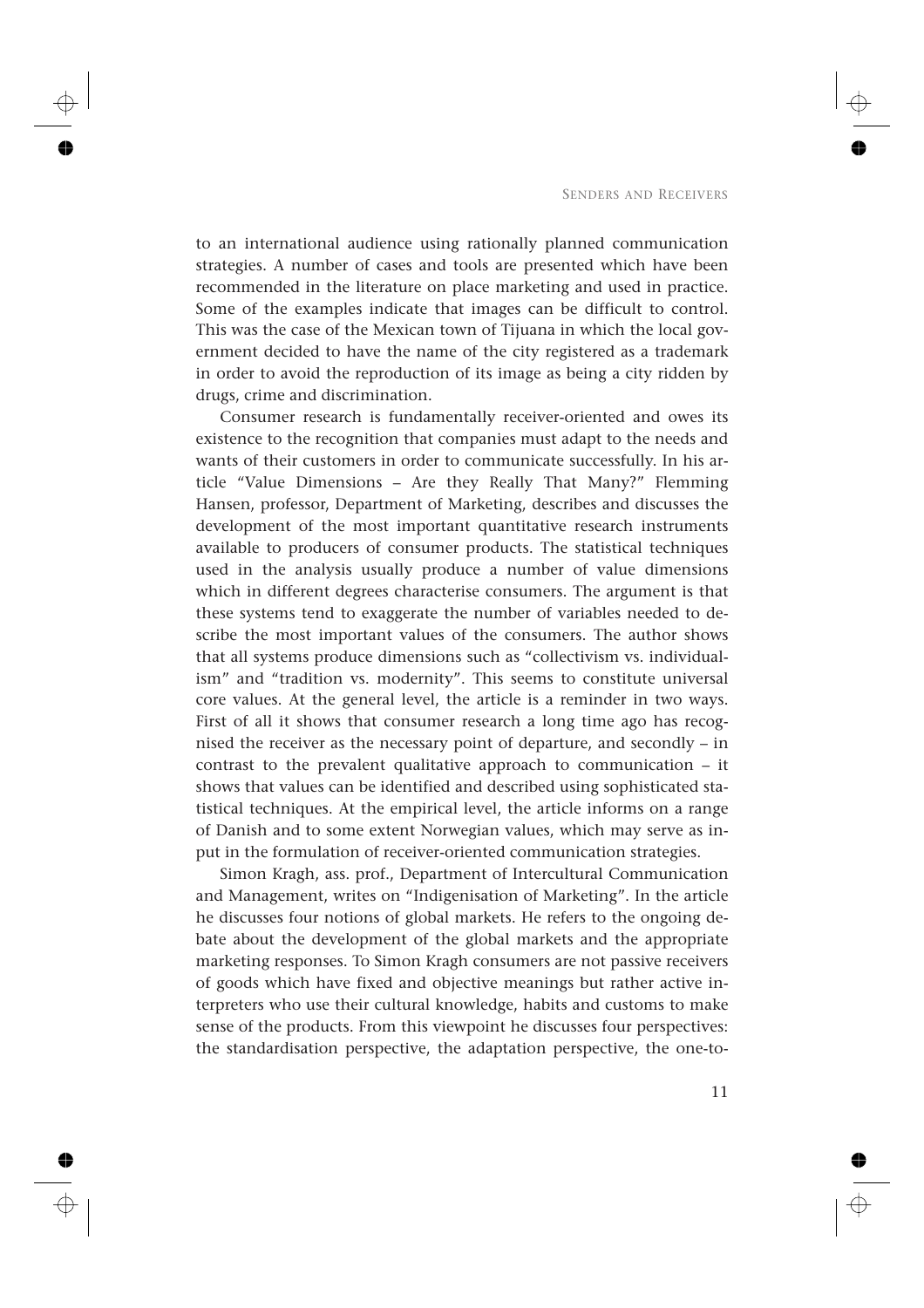to an international audience using rationally planned communication strategies. A number of cases and tools are presented which have been recommended in the literature on place marketing and used in practice. Some of the examples indicate that images can be difficult to control. This was the case of the Mexican town of Tijuana in which the local government decided to have the name of the city registered as a trademark in order to avoid the reproduction of its image as being a city ridden by drugs, crime and discrimination.

Consumer research is fundamentally receiver-oriented and owes its existence to the recognition that companies must adapt to the needs and wants of their customers in order to communicate successfully. In his article "Value Dimensions – Are they Really That Many?" Flemming Hansen, professor, Department of Marketing, describes and discusses the development of the most important quantitative research instruments available to producers of consumer products. The statistical techniques used in the analysis usually produce a number of value dimensions which in different degrees characterise consumers. The argument is that these systems tend to exaggerate the number of variables needed to describe the most important values of the consumers. The author shows that all systems produce dimensions such as "collectivism vs. individualism" and "tradition vs. modernity". This seems to constitute universal core values. At the general level, the article is a reminder in two ways. First of all it shows that consumer research a long time ago has recognised the receiver as the necessary point of departure, and secondly – in contrast to the prevalent qualitative approach to communication – it shows that values can be identified and described using sophisticated statistical techniques. At the empirical level, the article informs on a range of Danish and to some extent Norwegian values, which may serve as input in the formulation of receiver-oriented communication strategies.

Simon Kragh, ass. prof., Department of Intercultural Communication and Management, writes on "Indigenisation of Marketing". In the article he discusses four notions of global markets. He refers to the ongoing debate about the development of the global markets and the appropriate marketing responses. To Simon Kragh consumers are not passive receivers of goods which have fixed and objective meanings but rather active interpreters who use their cultural knowledge, habits and customs to make sense of the products. From this viewpoint he discusses four perspectives: the standardisation perspective, the adaptation perspective, the one-to-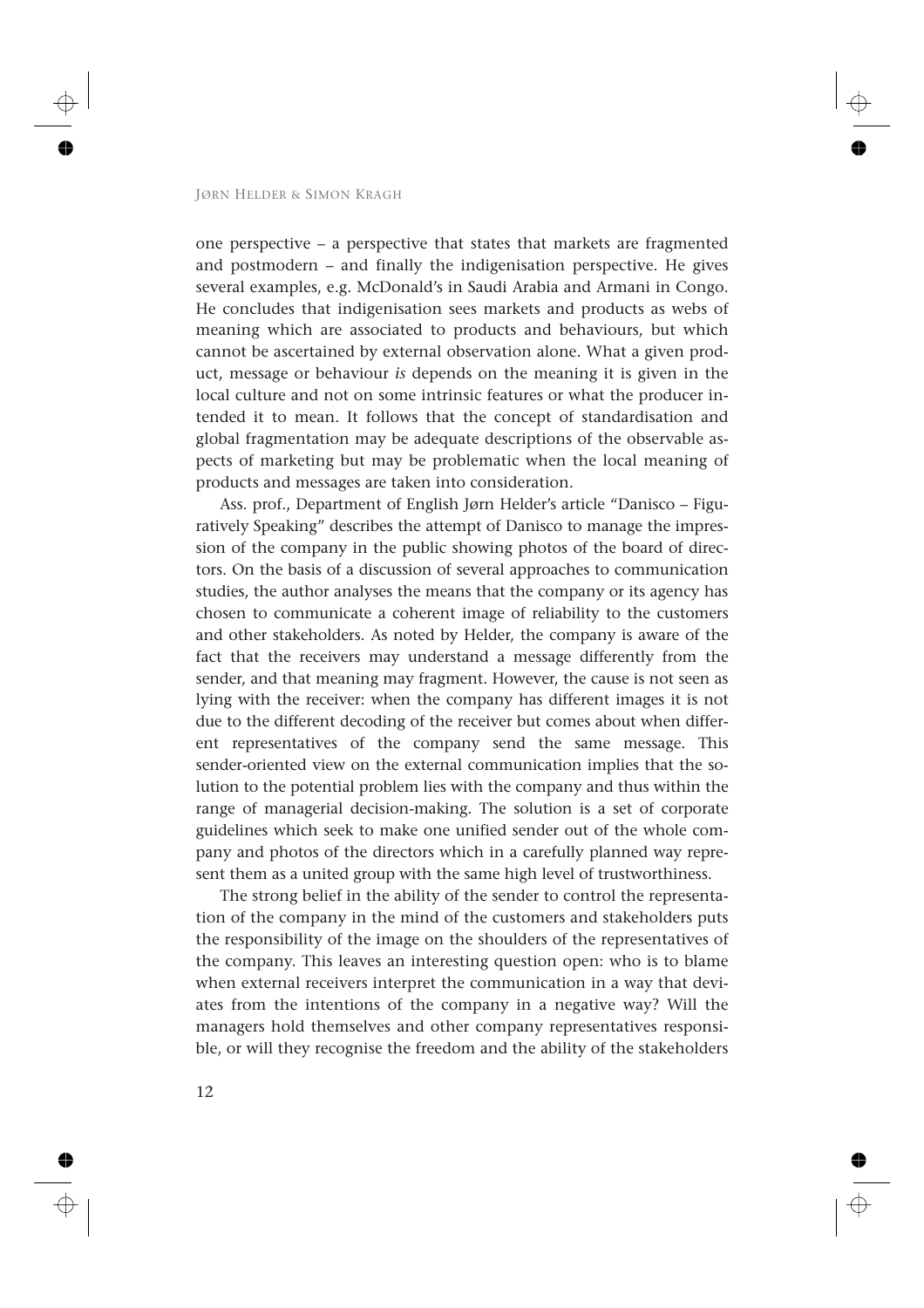one perspective – a perspective that states that markets are fragmented and postmodern – and finally the indigenisation perspective. He gives several examples, e.g. McDonald's in Saudi Arabia and Armani in Congo. He concludes that indigenisation sees markets and products as webs of meaning which are associated to products and behaviours, but which cannot be ascertained by external observation alone. What a given product, message or behaviour *is* depends on the meaning it is given in the local culture and not on some intrinsic features or what the producer intended it to mean. It follows that the concept of standardisation and global fragmentation may be adequate descriptions of the observable aspects of marketing but may be problematic when the local meaning of products and messages are taken into consideration.

Ass. prof., Department of English Jørn Helder's article "Danisco – Figuratively Speaking" describes the attempt of Danisco to manage the impression of the company in the public showing photos of the board of directors. On the basis of a discussion of several approaches to communication studies, the author analyses the means that the company or its agency has chosen to communicate a coherent image of reliability to the customers and other stakeholders. As noted by Helder, the company is aware of the fact that the receivers may understand a message differently from the sender, and that meaning may fragment. However, the cause is not seen as lying with the receiver: when the company has different images it is not due to the different decoding of the receiver but comes about when different representatives of the company send the same message. This sender-oriented view on the external communication implies that the solution to the potential problem lies with the company and thus within the range of managerial decision-making. The solution is a set of corporate guidelines which seek to make one unified sender out of the whole company and photos of the directors which in a carefully planned way represent them as a united group with the same high level of trustworthiness.

The strong belief in the ability of the sender to control the representation of the company in the mind of the customers and stakeholders puts the responsibility of the image on the shoulders of the representatives of the company. This leaves an interesting question open: who is to blame when external receivers interpret the communication in a way that deviates from the intentions of the company in a negative way? Will the managers hold themselves and other company representatives responsible, or will they recognise the freedom and the ability of the stakeholders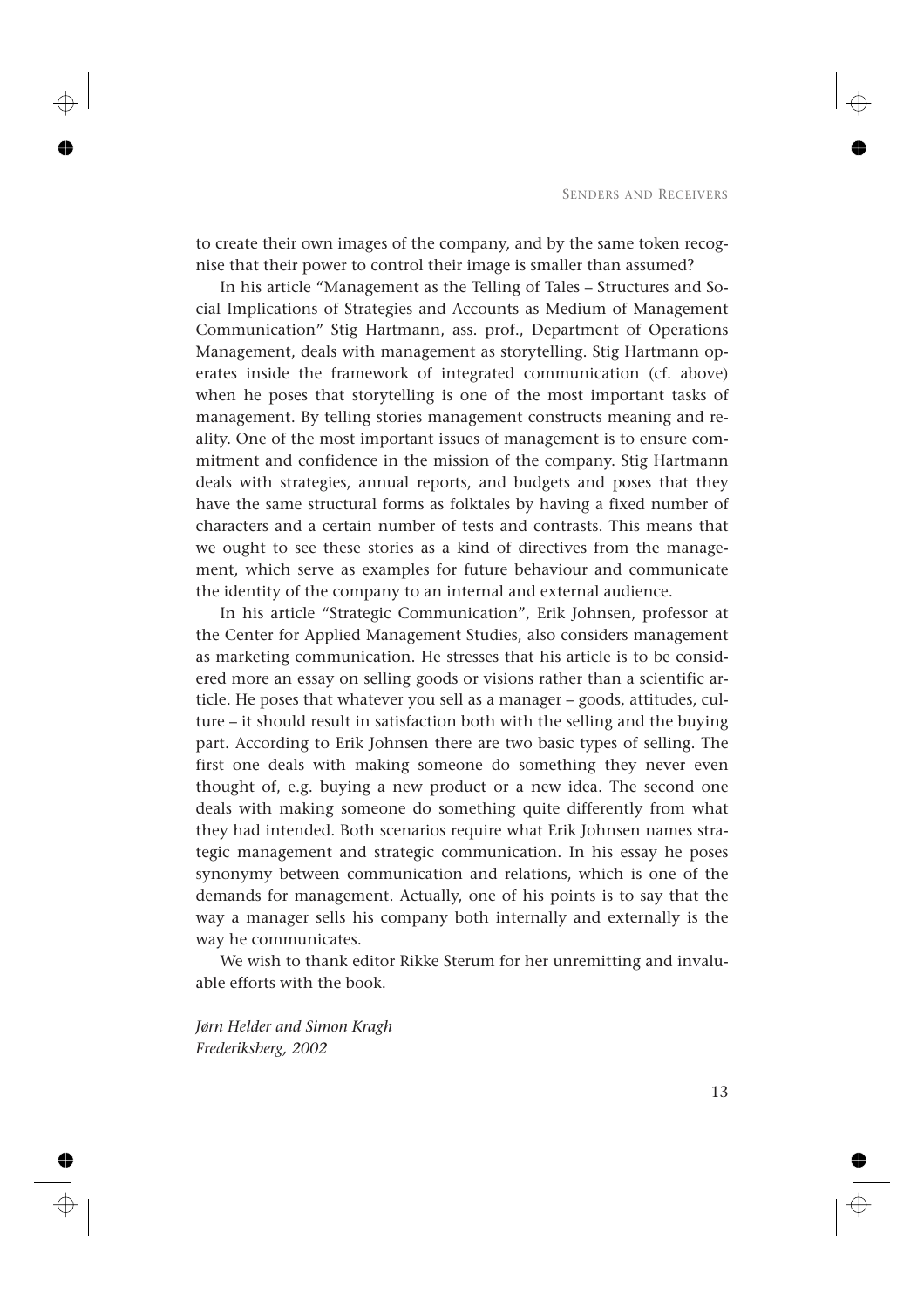to create their own images of the company, and by the same token recognise that their power to control their image is smaller than assumed?

In his article "Management as the Telling of Tales – Structures and Social Implications of Strategies and Accounts as Medium of Management Communication" Stig Hartmann, ass. prof., Department of Operations Management, deals with management as storytelling. Stig Hartmann operates inside the framework of integrated communication (cf. above) when he poses that storytelling is one of the most important tasks of management. By telling stories management constructs meaning and reality. One of the most important issues of management is to ensure commitment and confidence in the mission of the company. Stig Hartmann deals with strategies, annual reports, and budgets and poses that they have the same structural forms as folktales by having a fixed number of characters and a certain number of tests and contrasts. This means that we ought to see these stories as a kind of directives from the management, which serve as examples for future behaviour and communicate the identity of the company to an internal and external audience.

In his article "Strategic Communication", Erik Johnsen, professor at the Center for Applied Management Studies, also considers management as marketing communication. He stresses that his article is to be considered more an essay on selling goods or visions rather than a scientific article. He poses that whatever you sell as a manager – goods, attitudes, culture – it should result in satisfaction both with the selling and the buying part. According to Erik Johnsen there are two basic types of selling. The first one deals with making someone do something they never even thought of, e.g. buying a new product or a new idea. The second one deals with making someone do something quite differently from what they had intended. Both scenarios require what Erik Johnsen names strategic management and strategic communication. In his essay he poses synonymy between communication and relations, which is one of the demands for management. Actually, one of his points is to say that the way a manager sells his company both internally and externally is the way he communicates.

We wish to thank editor Rikke Sterum for her unremitting and invaluable efforts with the book.

*Jørn Helder and Simon Kragh*
*Frederiksberg, 2002*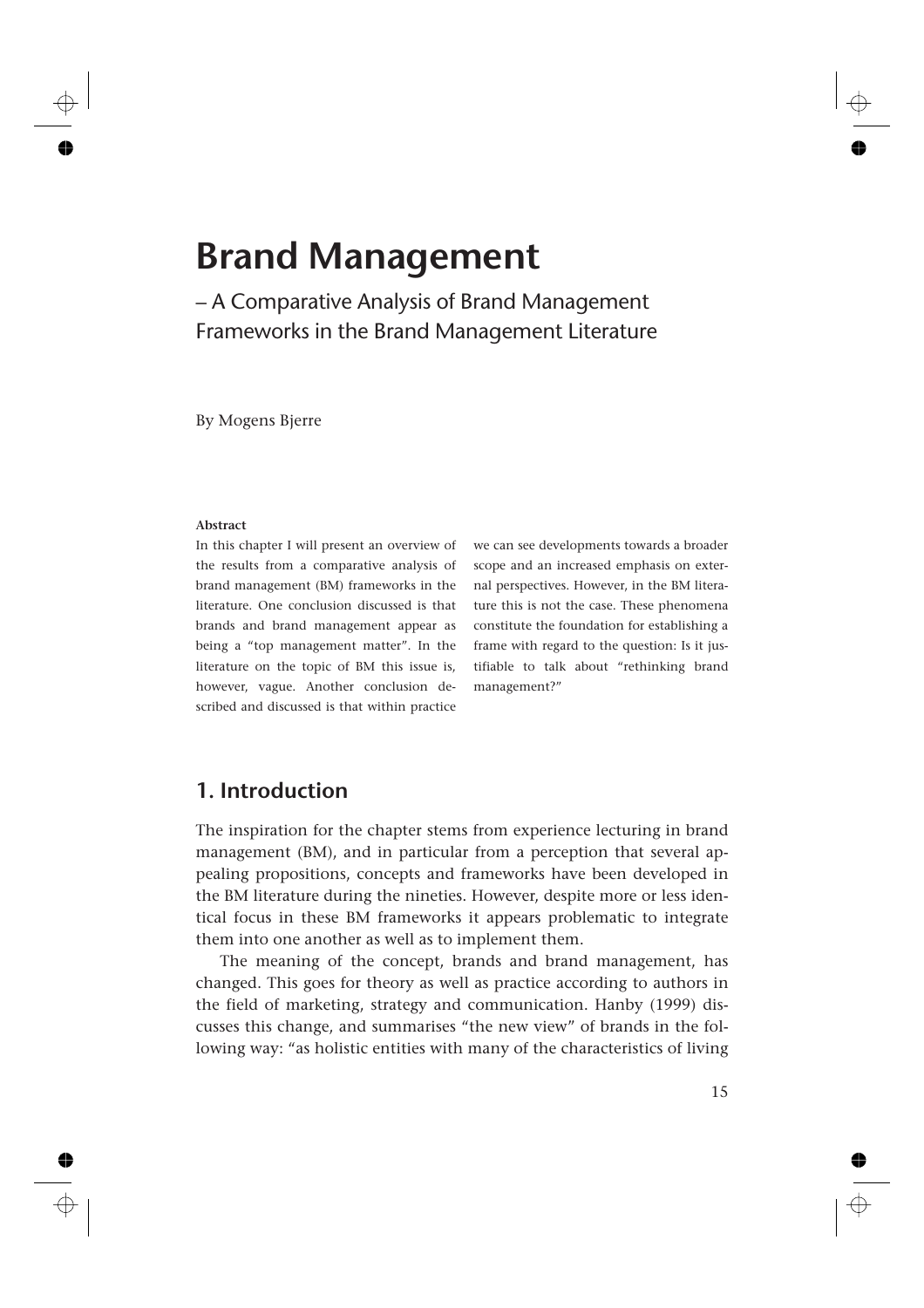# Brand Management

– A Comparative Analysis of Brand Management Frameworks in the Brand Management Literature

By Mogens Bjerre

**Abstract**

In this chapter I will present an overview of the results from a comparative analysis of brand management (BM) frameworks in the literature. One conclusion discussed is that brands and brand management appear as being a "top management matter". In the literature on the topic of BM this issue is, however, vague. Another conclusion described and discussed is that within practice we can see developments towards a broader scope and an increased emphasis on external perspectives. However, in the BM literature this is not the case. These phenomena constitute the foundation for establishing a frame with regard to the question: Is it justifiable to talk about "rethinking brand management?"

## 1. Introduction

The inspiration for the chapter stems from experience lecturing in brand management (BM), and in particular from a perception that several appealing propositions, concepts and frameworks have been developed in the BM literature during the nineties. However, despite more or less identical focus in these BM frameworks it appears problematic to integrate them into one another as well as to implement them.

The meaning of the concept, brands and brand management, has changed. This goes for theory as well as practice according to authors in the field of marketing, strategy and communication. Hanby (1999) discusses this change, and summarises "the new view" of brands in the following way: "as holistic entities with many of the characteristics of living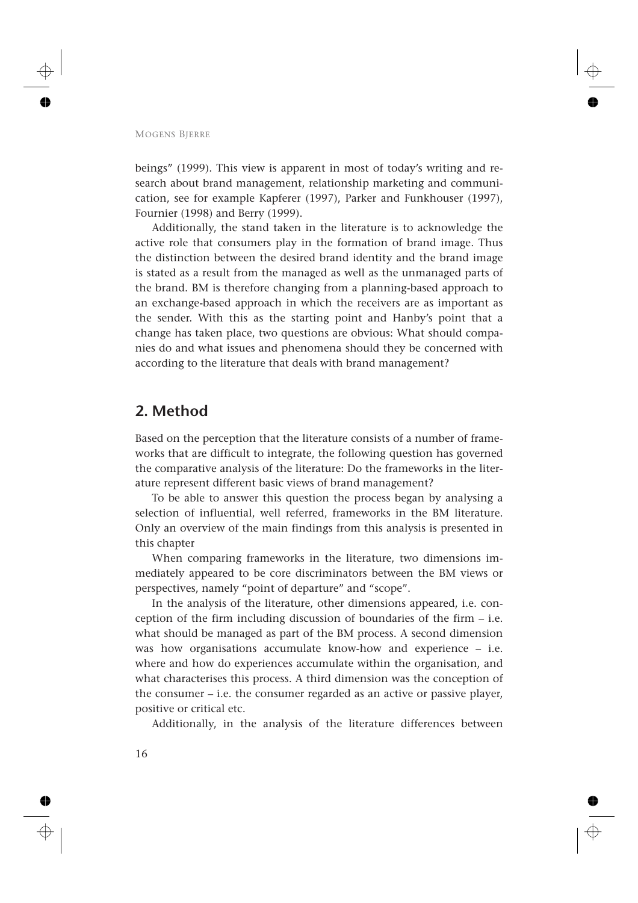beings" (1999). This view is apparent in most of today's writing and research about brand management, relationship marketing and communication, see for example Kapferer (1997), Parker and Funkhouser (1997), Fournier (1998) and Berry (1999).

Additionally, the stand taken in the literature is to acknowledge the active role that consumers play in the formation of brand image. Thus the distinction between the desired brand identity and the brand image is stated as a result from the managed as well as the unmanaged parts of the brand. BM is therefore changing from a planning-based approach to an exchange-based approach in which the receivers are as important as the sender. With this as the starting point and Hanby's point that a change has taken place, two questions are obvious: What should companies do and what issues and phenomena should they be concerned with according to the literature that deals with brand management?

## 2. Method

Based on the perception that the literature consists of a number of frameworks that are difficult to integrate, the following question has governed the comparative analysis of the literature: Do the frameworks in the literature represent different basic views of brand management?

To be able to answer this question the process began by analysing a selection of influential, well referred, frameworks in the BM literature. Only an overview of the main findings from this analysis is presented in this chapter

When comparing frameworks in the literature, two dimensions immediately appeared to be core discriminators between the BM views or perspectives, namely "point of departure" and "scope".

In the analysis of the literature, other dimensions appeared, i.e. conception of the firm including discussion of boundaries of the firm – i.e. what should be managed as part of the BM process. A second dimension was how organisations accumulate know-how and experience – i.e. where and how do experiences accumulate within the organisation, and what characterises this process. A third dimension was the conception of the consumer – i.e. the consumer regarded as an active or passive player, positive or critical etc.

Additionally, in the analysis of the literature differences between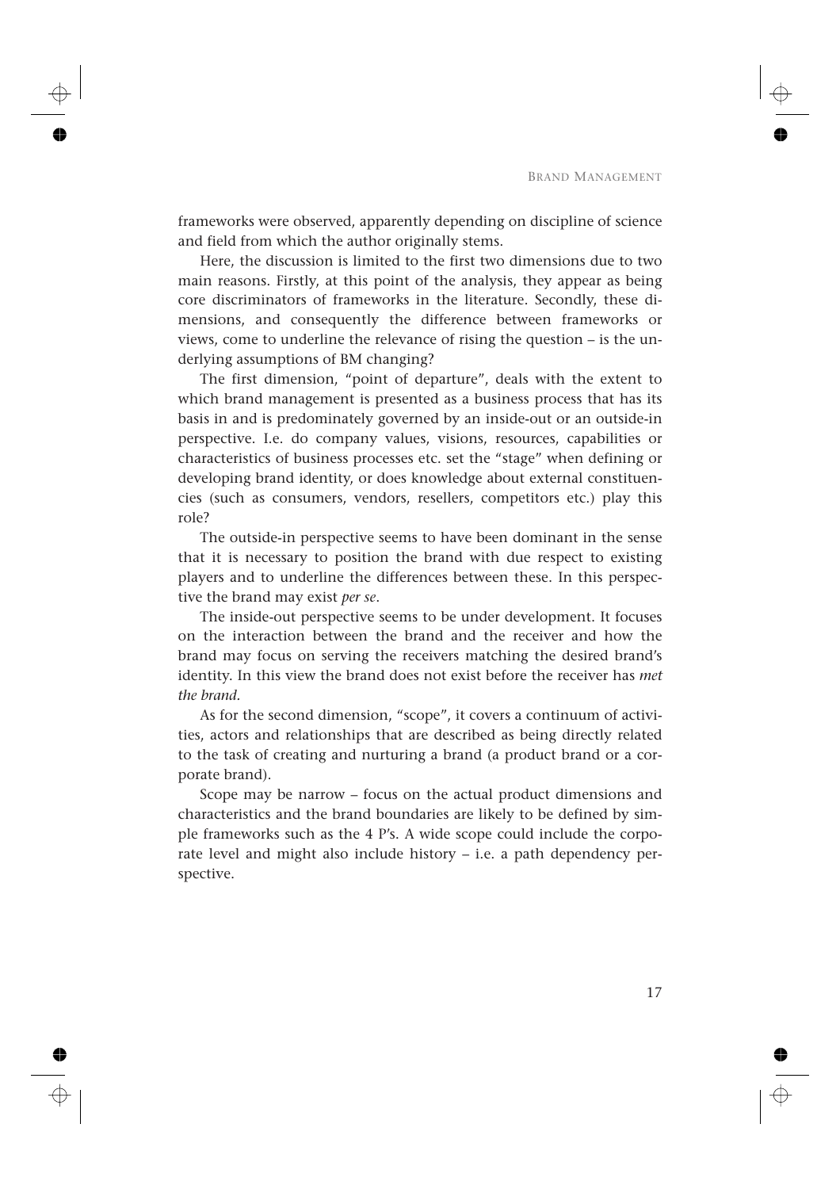frameworks were observed, apparently depending on discipline of science and field from which the author originally stems.

Here, the discussion is limited to the first two dimensions due to two main reasons. Firstly, at this point of the analysis, they appear as being core discriminators of frameworks in the literature. Secondly, these dimensions, and consequently the difference between frameworks or views, come to underline the relevance of rising the question – is the underlying assumptions of BM changing?

The first dimension, "point of departure", deals with the extent to which brand management is presented as a business process that has its basis in and is predominately governed by an inside-out or an outside-in perspective. I.e. do company values, visions, resources, capabilities or characteristics of business processes etc. set the "stage" when defining or developing brand identity, or does knowledge about external constituencies (such as consumers, vendors, resellers, competitors etc.) play this role?

The outside-in perspective seems to have been dominant in the sense that it is necessary to position the brand with due respect to existing players and to underline the differences between these. In this perspective the brand may exist *per se*.

The inside-out perspective seems to be under development. It focuses on the interaction between the brand and the receiver and how the brand may focus on serving the receivers matching the desired brand's identity. In this view the brand does not exist before the receiver has *met the brand.*

As for the second dimension, "scope", it covers a continuum of activities, actors and relationships that are described as being directly related to the task of creating and nurturing a brand (a product brand or a corporate brand).

Scope may be narrow – focus on the actual product dimensions and characteristics and the brand boundaries are likely to be defined by simple frameworks such as the 4 P's. A wide scope could include the corporate level and might also include history – i.e. a path dependency perspective.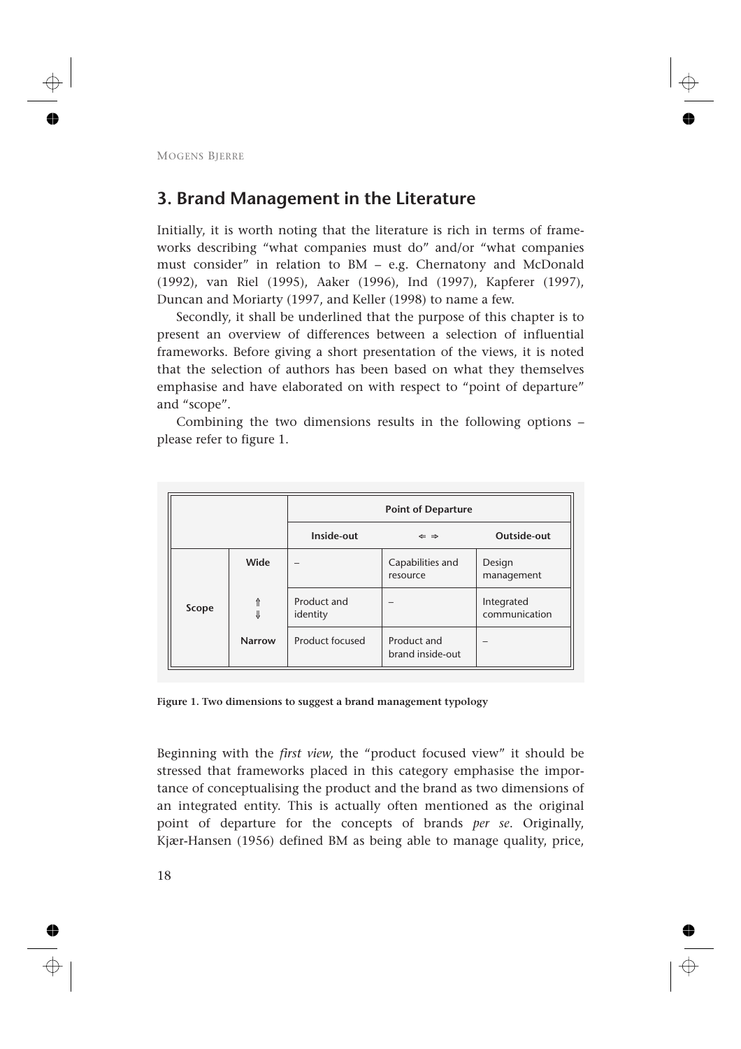## 3. Brand Management in the Literature

Initially, it is worth noting that the literature is rich in terms of frameworks describing "what companies must do" and/or "what companies must consider" in relation to BM – e.g. Chernatony and McDonald (1992), van Riel (1995), Aaker (1996), Ind (1997), Kapferer (1997), Duncan and Moriarty (1997, and Keller (1998) to name a few.

Secondly, it shall be underlined that the purpose of this chapter is to present an overview of differences between a selection of influential frameworks. Before giving a short presentation of the views, it is noted that the selection of authors has been based on what they themselves emphasise and have elaborated on with respect to "point of departure" and "scope".

Combining the two dimensions results in the following options – please refer to figure 1.

| | | **Point of Departure** | | |
|---|---|---|---|---|
| | | **Inside-out** | ⇐ ⇒ | **Outside-out** |
| **Scope** | **Wide** | – | Capabilities and resource | Design management |
| | ⇑ ⇓ | Product and identity | – | Integrated communication |
| | **Narrow** | Product focused | Product and brand inside-out | – |

**Figure 1. Two dimensions to suggest a brand management typology**

Beginning with the *first view*, the "product focused view" it should be stressed that frameworks placed in this category emphasise the importance of conceptualising the product and the brand as two dimensions of an integrated entity. This is actually often mentioned as the original point of departure for the concepts of brands *per se*. Originally, Kjær-Hansen (1956) defined BM as being able to manage quality, price,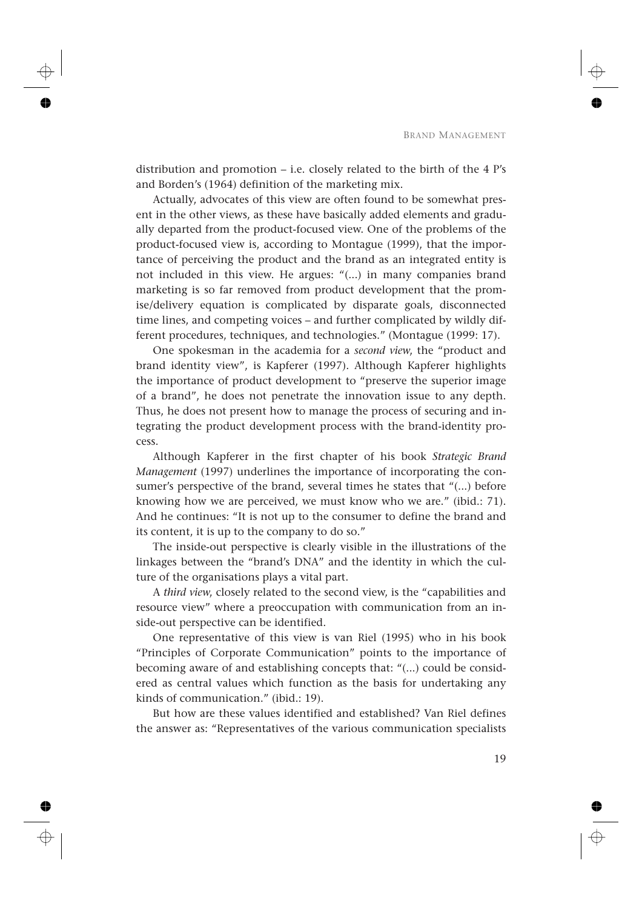distribution and promotion – i.e. closely related to the birth of the 4 P's and Borden's (1964) definition of the marketing mix.

Actually, advocates of this view are often found to be somewhat present in the other views, as these have basically added elements and gradually departed from the product-focused view. One of the problems of the product-focused view is, according to Montague (1999), that the importance of perceiving the product and the brand as an integrated entity is not included in this view. He argues: "(...) in many companies brand marketing is so far removed from product development that the promise/delivery equation is complicated by disparate goals, disconnected time lines, and competing voices – and further complicated by wildly different procedures, techniques, and technologies." (Montague (1999: 17).

One spokesman in the academia for a *second view*, the "product and brand identity view", is Kapferer (1997). Although Kapferer highlights the importance of product development to "preserve the superior image of a brand", he does not penetrate the innovation issue to any depth. Thus, he does not present how to manage the process of securing and integrating the product development process with the brand-identity process.

Although Kapferer in the first chapter of his book *Strategic Brand Management* (1997) underlines the importance of incorporating the consumer's perspective of the brand, several times he states that "(...) before knowing how we are perceived, we must know who we are." (ibid.: 71). And he continues: "It is not up to the consumer to define the brand and its content, it is up to the company to do so."

The inside-out perspective is clearly visible in the illustrations of the linkages between the "brand's DNA" and the identity in which the culture of the organisations plays a vital part.

A *third view*, closely related to the second view, is the "capabilities and resource view" where a preoccupation with communication from an inside-out perspective can be identified.

One representative of this view is van Riel (1995) who in his book "Principles of Corporate Communication" points to the importance of becoming aware of and establishing concepts that: "(...) could be considered as central values which function as the basis for undertaking any kinds of communication." (ibid.: 19).

But how are these values identified and established? Van Riel defines the answer as: "Representatives of the various communication specialists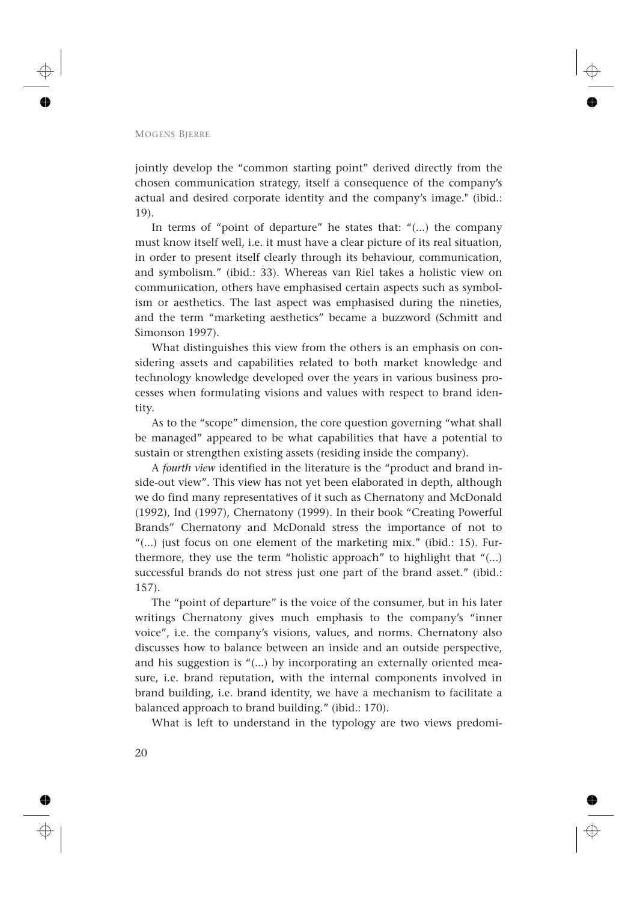jointly develop the "common starting point" derived directly from the chosen communication strategy, itself a consequence of the company's actual and desired corporate identity and the company's image." (ibid.: 19).

In terms of "point of departure" he states that: "(...) the company must know itself well, i.e. it must have a clear picture of its real situation, in order to present itself clearly through its behaviour, communication, and symbolism." (ibid.: 33). Whereas van Riel takes a holistic view on communication, others have emphasised certain aspects such as symbolism or aesthetics. The last aspect was emphasised during the nineties, and the term "marketing aesthetics" became a buzzword (Schmitt and Simonson 1997).

What distinguishes this view from the others is an emphasis on considering assets and capabilities related to both market knowledge and technology knowledge developed over the years in various business processes when formulating visions and values with respect to brand identity.

As to the "scope" dimension, the core question governing "what shall be managed" appeared to be what capabilities that have a potential to sustain or strengthen existing assets (residing inside the company).

A *fourth view* identified in the literature is the "product and brand inside-out view". This view has not yet been elaborated in depth, although we do find many representatives of it such as Chernatony and McDonald (1992), Ind (1997), Chernatony (1999). In their book "Creating Powerful Brands" Chernatony and McDonald stress the importance of not to "(...) just focus on one element of the marketing mix." (ibid.: 15). Furthermore, they use the term "holistic approach" to highlight that "(...) successful brands do not stress just one part of the brand asset." (ibid.: 157).

The "point of departure" is the voice of the consumer, but in his later writings Chernatony gives much emphasis to the company's "inner voice", i.e. the company's visions, values, and norms. Chernatony also discusses how to balance between an inside and an outside perspective, and his suggestion is "(...) by incorporating an externally oriented measure, i.e. brand reputation, with the internal components involved in brand building, i.e. brand identity, we have a mechanism to facilitate a balanced approach to brand building." (ibid.: 170).

What is left to understand in the typology are two views predomi-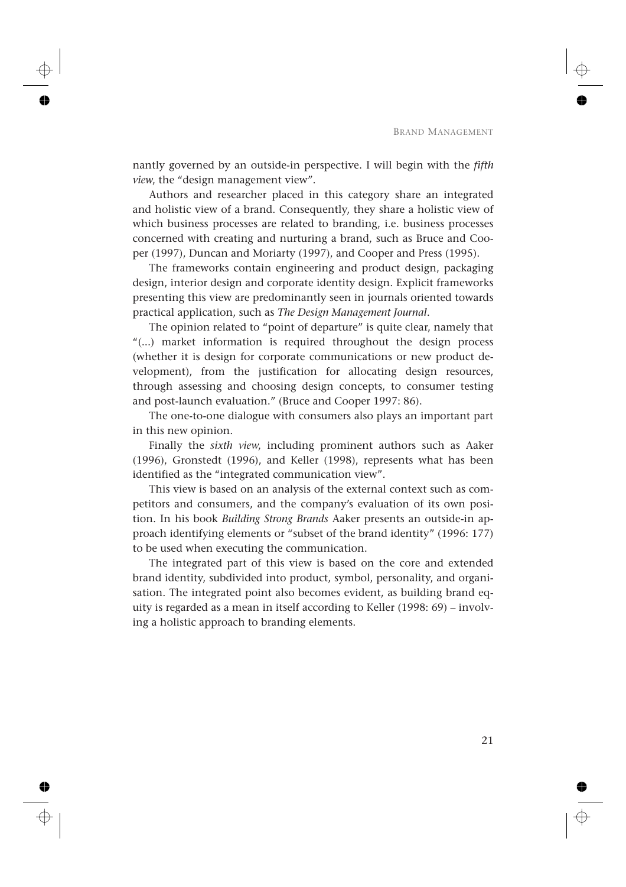nantly governed by an outside-in perspective. I will begin with the *fifth view*, the "design management view".

Authors and researcher placed in this category share an integrated and holistic view of a brand. Consequently, they share a holistic view of which business processes are related to branding, i.e. business processes concerned with creating and nurturing a brand, such as Bruce and Cooper (1997), Duncan and Moriarty (1997), and Cooper and Press (1995).

The frameworks contain engineering and product design, packaging design, interior design and corporate identity design. Explicit frameworks presenting this view are predominantly seen in journals oriented towards practical application, such as *The Design Management Journal*.

The opinion related to "point of departure" is quite clear, namely that "(...) market information is required throughout the design process (whether it is design for corporate communications or new product development), from the justification for allocating design resources, through assessing and choosing design concepts, to consumer testing and post-launch evaluation." (Bruce and Cooper 1997: 86).

The one-to-one dialogue with consumers also plays an important part in this new opinion.

Finally the *sixth view*, including prominent authors such as Aaker (1996), Gronstedt (1996), and Keller (1998), represents what has been identified as the "integrated communication view".

This view is based on an analysis of the external context such as competitors and consumers, and the company's evaluation of its own position. In his book *Building Strong Brands* Aaker presents an outside-in approach identifying elements or "subset of the brand identity" (1996: 177) to be used when executing the communication.

The integrated part of this view is based on the core and extended brand identity, subdivided into product, symbol, personality, and organisation. The integrated point also becomes evident, as building brand equity is regarded as a mean in itself according to Keller (1998: 69) – involving a holistic approach to branding elements.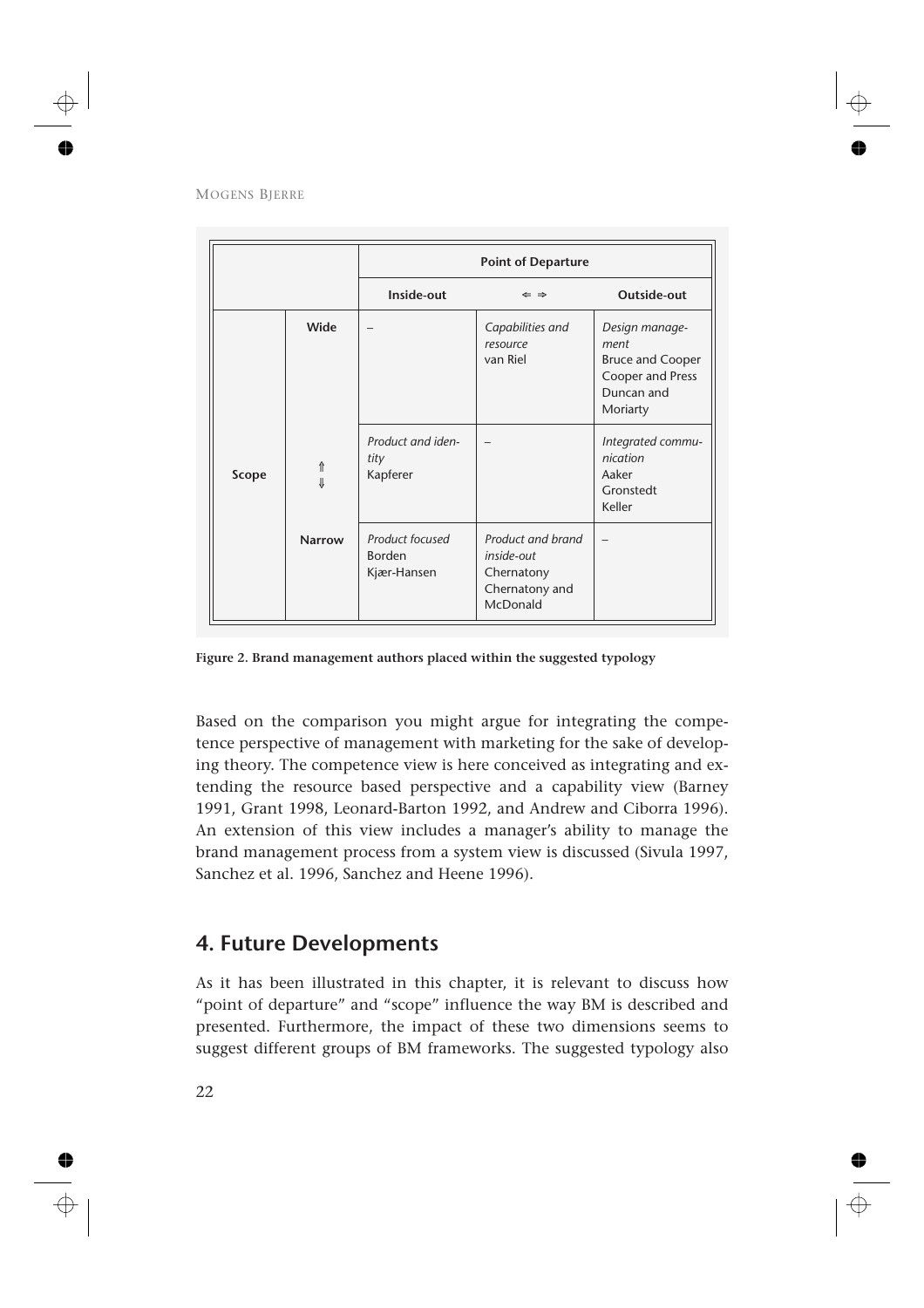| | | Point of Departure | | |
|---|---|---|---|---|
| | | Inside-out | ⇐ ⇒ | Outside-out |
| Scope | Wide | – | *Capabilities and resource* van Riel | *Design management* Bruce and Cooper Cooper and Press Duncan and Moriarty |
| | ⇑ ⇓ | *Product and identity* Kapferer | – | *Integrated communication* Aaker Gronstedt Keller |
| | Narrow | *Product focused* Borden Kjær-Hansen | *Product and brand inside-out* Chernatony Chernatony and McDonald | – |

**Figure 2. Brand management authors placed within the suggested typology**

Based on the comparison you might argue for integrating the competence perspective of management with marketing for the sake of developing theory. The competence view is here conceived as integrating and extending the resource based perspective and a capability view (Barney 1991, Grant 1998, Leonard-Barton 1992, and Andrew and Ciborra 1996). An extension of this view includes a manager's ability to manage the brand management process from a system view is discussed (Sivula 1997, Sanchez et al. 1996, Sanchez and Heene 1996).

## 4. Future Developments

As it has been illustrated in this chapter, it is relevant to discuss how "point of departure" and "scope" influence the way BM is described and presented. Furthermore, the impact of these two dimensions seems to suggest different groups of BM frameworks. The suggested typology also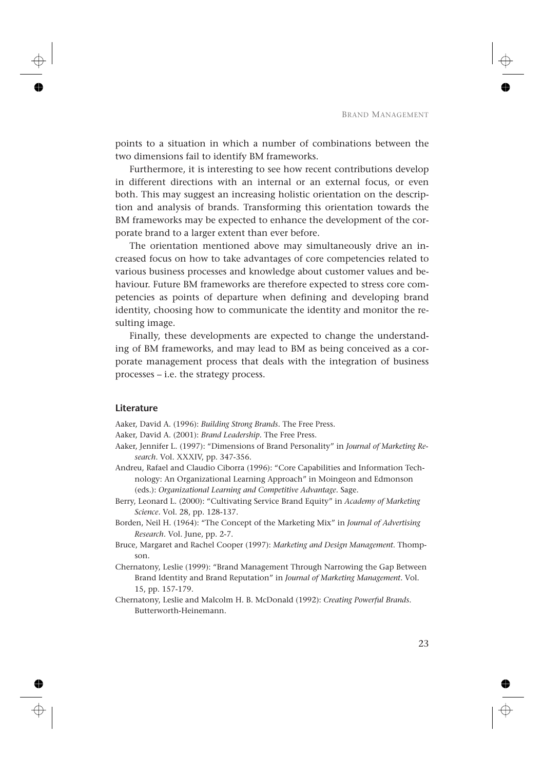points to a situation in which a number of combinations between the two dimensions fail to identify BM frameworks.

Furthermore, it is interesting to see how recent contributions develop in different directions with an internal or an external focus, or even both. This may suggest an increasing holistic orientation on the description and analysis of brands. Transforming this orientation towards the BM frameworks may be expected to enhance the development of the corporate brand to a larger extent than ever before.

The orientation mentioned above may simultaneously drive an increased focus on how to take advantages of core competencies related to various business processes and knowledge about customer values and behaviour. Future BM frameworks are therefore expected to stress core competencies as points of departure when defining and developing brand identity, choosing how to communicate the identity and monitor the resulting image.

Finally, these developments are expected to change the understanding of BM frameworks, and may lead to BM as being conceived as a corporate management process that deals with the integration of business processes – i.e. the strategy process.

## Literature

Aaker, David A. (1996): *Building Strong Brands*. The Free Press.

Aaker, David A. (2001): *Brand Leadership*. The Free Press.

Aaker, Jennifer L. (1997): "Dimensions of Brand Personality" in *Journal of Marketing Research*. Vol. XXXIV, pp. 347-356.

Andreu, Rafael and Claudio Ciborra (1996): "Core Capabilities and Information Technology: An Organizational Learning Approach" in Moingeon and Edmonson (eds.): *Organizational Learning and Competitive Advantage*. Sage.

Berry, Leonard L. (2000): "Cultivating Service Brand Equity" in *Academy of Marketing Science*. Vol. 28, pp. 128-137.

Borden, Neil H. (1964): "The Concept of the Marketing Mix" in *Journal of Advertising Research*. Vol. June, pp. 2-7.

Bruce, Margaret and Rachel Cooper (1997): *Marketing and Design Management*. Thompson.

Chernatony, Leslie (1999): "Brand Management Through Narrowing the Gap Between Brand Identity and Brand Reputation" in *Journal of Marketing Management*. Vol. 15, pp. 157-179.

Chernatony, Leslie and Malcolm H. B. McDonald (1992): *Creating Powerful Brands*. Butterworth-Heinemann.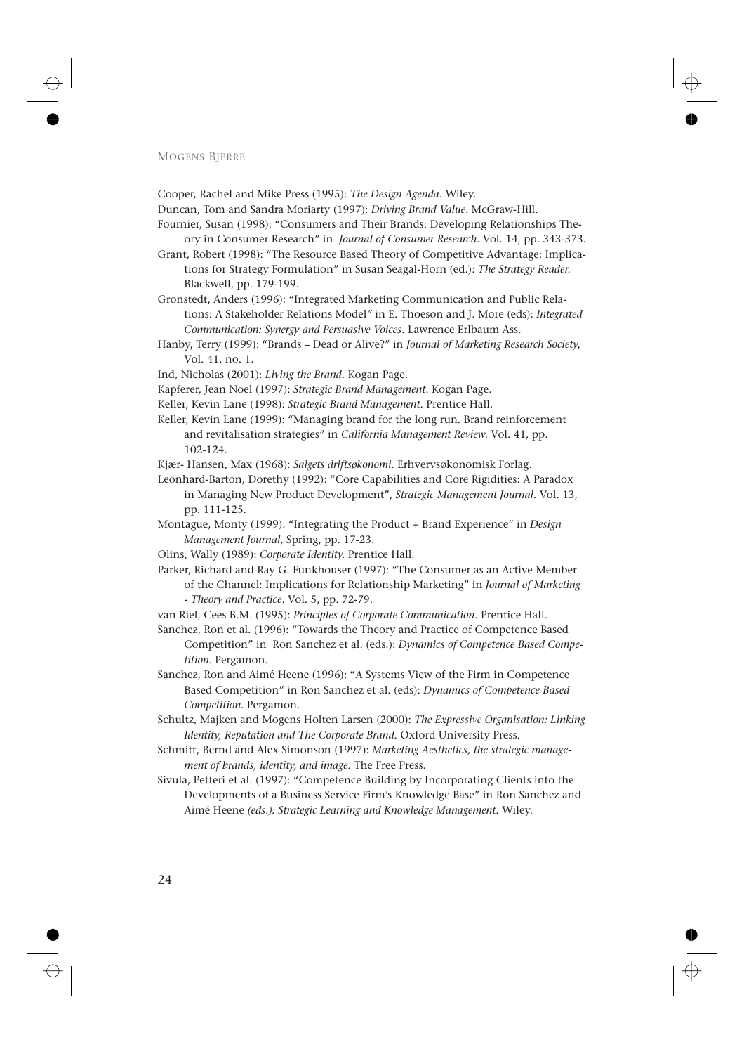Cooper, Rachel and Mike Press (1995): *The Design Agenda*. Wiley.

Duncan, Tom and Sandra Moriarty (1997): *Driving Brand Value*. McGraw-Hill.

Fournier, Susan (1998): "Consumers and Their Brands: Developing Relationships Theory in Consumer Research" in *Journal of Consumer Research*. Vol. 14, pp. 343-373.

Grant, Robert (1998): "The Resource Based Theory of Competitive Advantage: Implications for Strategy Formulation" in Susan Seagal-Horn (ed.): *The Strategy Reader.* Blackwell, pp. 179-199.

Gronstedt, Anders (1996): "Integrated Marketing Communication and Public Relations: A Stakeholder Relations Model" in E. Thoeson and J. More (eds): *Integrated Communication: Synergy and Persuasive Voices*. Lawrence Erlbaum Ass.

Hanby, Terry (1999): "Brands – Dead or Alive?" in *Journal of Marketing Research Society*, Vol. 41, no. 1.

Ind, Nicholas (2001): *Living the Brand*. Kogan Page.

Kapferer, Jean Noel (1997): *Strategic Brand Management*. Kogan Page.

Keller, Kevin Lane (1998): *Strategic Brand Management*. Prentice Hall.

Keller, Kevin Lane (1999): "Managing brand for the long run. Brand reinforcement and revitalisation strategies" in *California Management Review*. Vol. 41, pp. 102-124.

Kjær- Hansen, Max (1968): *Salgets driftsøkonomi*. Erhvervsøkonomisk Forlag.

Leonhard-Barton, Dorethy (1992): "Core Capabilities and Core Rigidities: A Paradox in Managing New Product Development", *Strategic Management Journal*. Vol. 13, pp. 111-125.

Montague, Monty (1999): "Integrating the Product + Brand Experience" in *Design Management Journal,* Spring, pp. 17-23.

Olins, Wally (1989): *Corporate Identity*. Prentice Hall.

Parker, Richard and Ray G. Funkhouser (1997): "The Consumer as an Active Member of the Channel: Implications for Relationship Marketing" in *Journal of Marketing - Theory and Practice*. Vol. 5, pp. 72-79.

van Riel, Cees B.M. (1995): *Principles of Corporate Communication*. Prentice Hall.

Sanchez, Ron et al. (1996): "Towards the Theory and Practice of Competence Based Competition" in Ron Sanchez et al. (eds.): *Dynamics of Competence Based Competition*. Pergamon.

Sanchez, Ron and Aimé Heene (1996): "A Systems View of the Firm in Competence Based Competition" in Ron Sanchez et al. (eds): *Dynamics of Competence Based Competition*. Pergamon.

Schultz, Majken and Mogens Holten Larsen (2000): *The Expressive Organisation: Linking Identity, Reputation and The Corporate Brand*. Oxford University Press.

Schmitt, Bernd and Alex Simonson (1997): *Marketing Aesthetics, the strategic management of brands, identity, and image*. The Free Press.

Sivula, Petteri et al. (1997): "Competence Building by Incorporating Clients into the Developments of a Business Service Firm's Knowledge Base" in Ron Sanchez and Aimé Heene *(eds.): Strategic Learning and Knowledge Management*. Wiley.